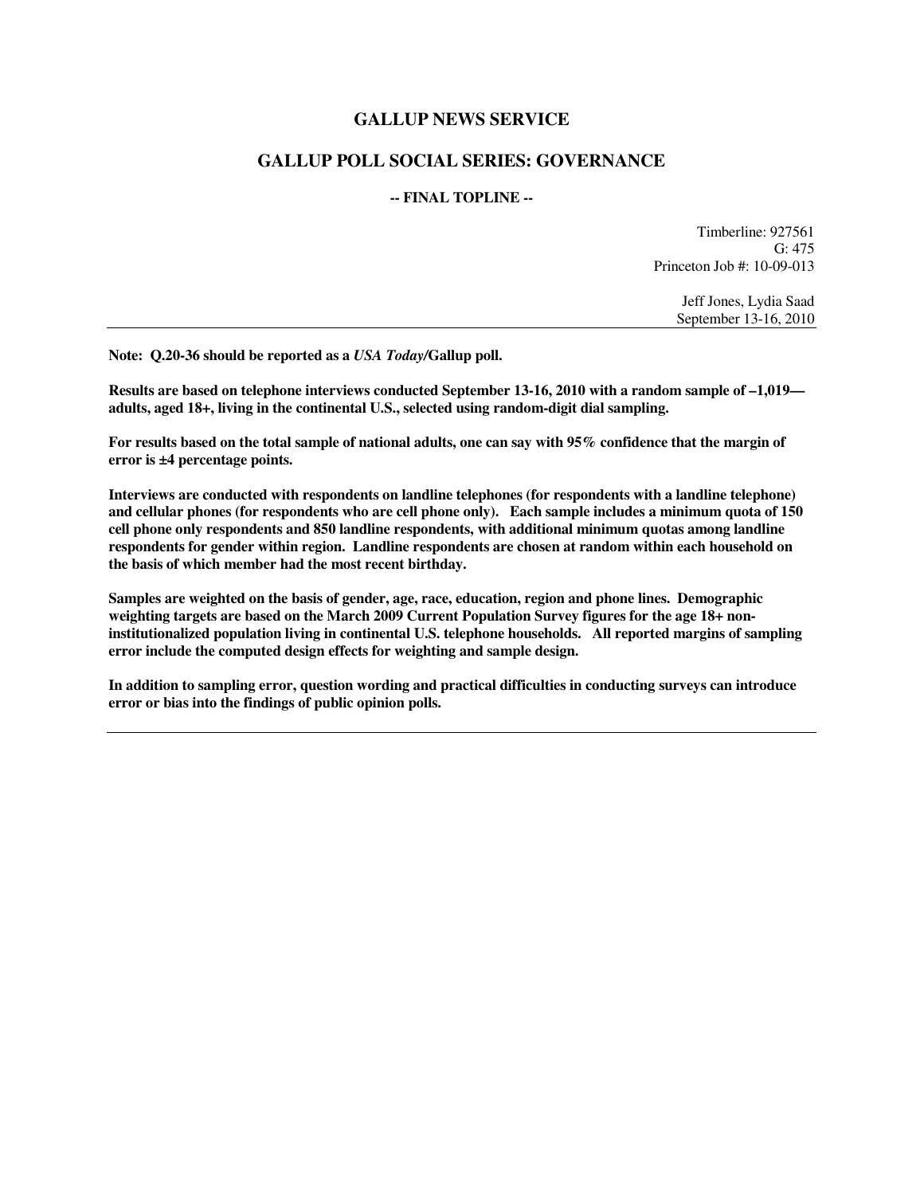# GALLUP NEWS SERVICE

## GALLUP POLL SOCIAL SERIES: GOVERNANCE

### -- FINAL TOPLINE --

Timberline: 927561
G: 475
Princeton Job #: 10-09-013

Jeff Jones, Lydia Saad
September 13-16, 2010

---

**Note: Q.20-36 should be reported as a *USA Today*/Gallup poll.**

**Results are based on telephone interviews conducted September 13-16, 2010 with a random sample of –1,019— adults, aged 18+, living in the continental U.S., selected using random-digit dial sampling.**

**For results based on the total sample of national adults, one can say with 95% confidence that the margin of error is ±4 percentage points.**

**Interviews are conducted with respondents on landline telephones (for respondents with a landline telephone) and cellular phones (for respondents who are cell phone only). Each sample includes a minimum quota of 150 cell phone only respondents and 850 landline respondents, with additional minimum quotas among landline respondents for gender within region. Landline respondents are chosen at random within each household on the basis of which member had the most recent birthday.**

**Samples are weighted on the basis of gender, age, race, education, region and phone lines. Demographic weighting targets are based on the March 2009 Current Population Survey figures for the age 18+ non-institutionalized population living in continental U.S. telephone households. All reported margins of sampling error include the computed design effects for weighting and sample design.**

**In addition to sampling error, question wording and practical difficulties in conducting surveys can introduce error or bias into the findings of public opinion polls.**

---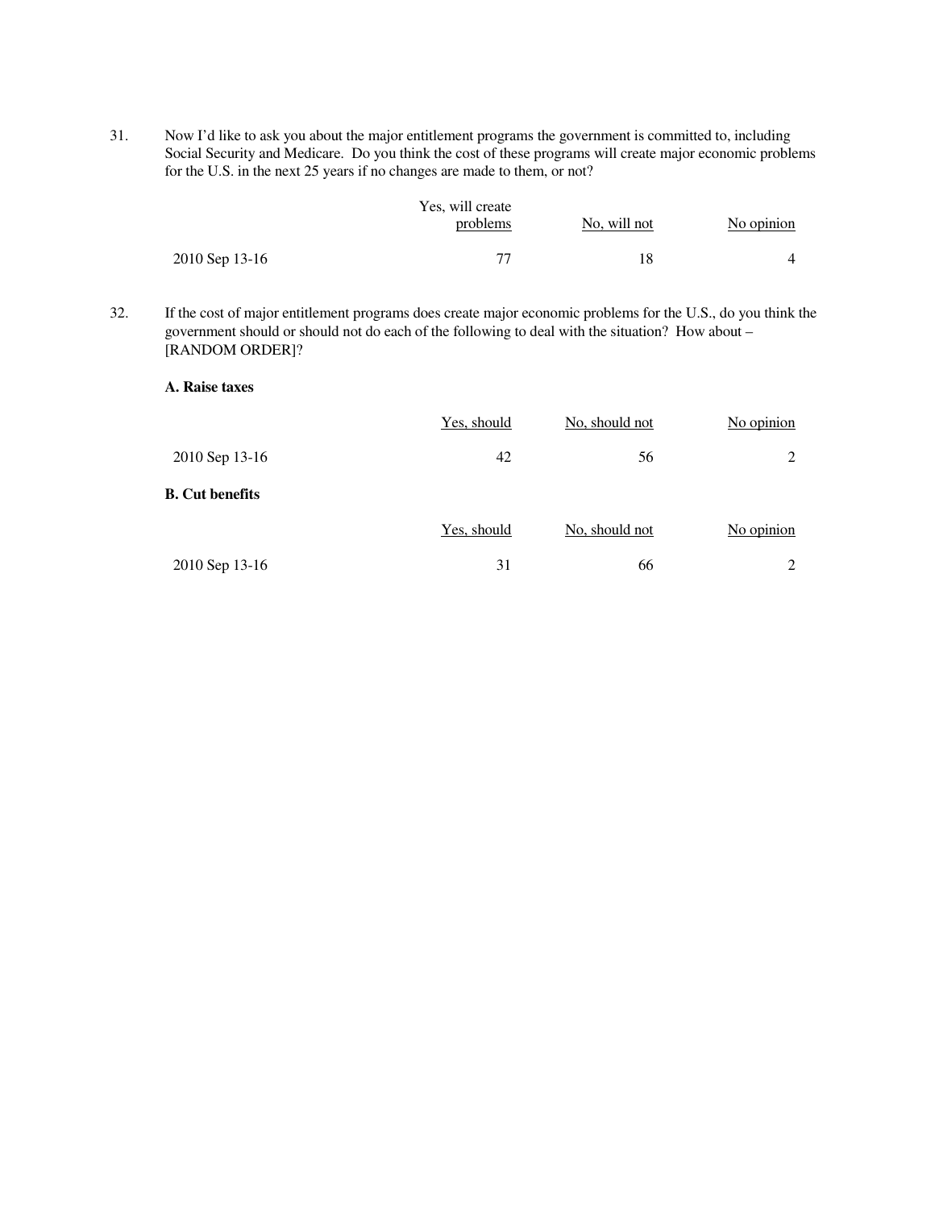31. Now I'd like to ask you about the major entitlement programs the government is committed to, including Social Security and Medicare. Do you think the cost of these programs will create major economic problems for the U.S. in the next 25 years if no changes are made to them, or not?

| | Yes, will create problems | No, will not | No opinion |
|---|---|---|---|
| 2010 Sep 13-16 | 77 | 18 | 4 |

32. If the cost of major entitlement programs does create major economic problems for the U.S., do you think the government should or should not do each of the following to deal with the situation? How about – [RANDOM ORDER]?

**A. Raise taxes**

| | Yes, should | No, should not | No opinion |
|---|---|---|---|
| 2010 Sep 13-16 | 42 | 56 | 2 |

**B. Cut benefits**

| | Yes, should | No, should not | No opinion |
|---|---|---|---|
| 2010 Sep 13-16 | 31 | 66 | 2 |